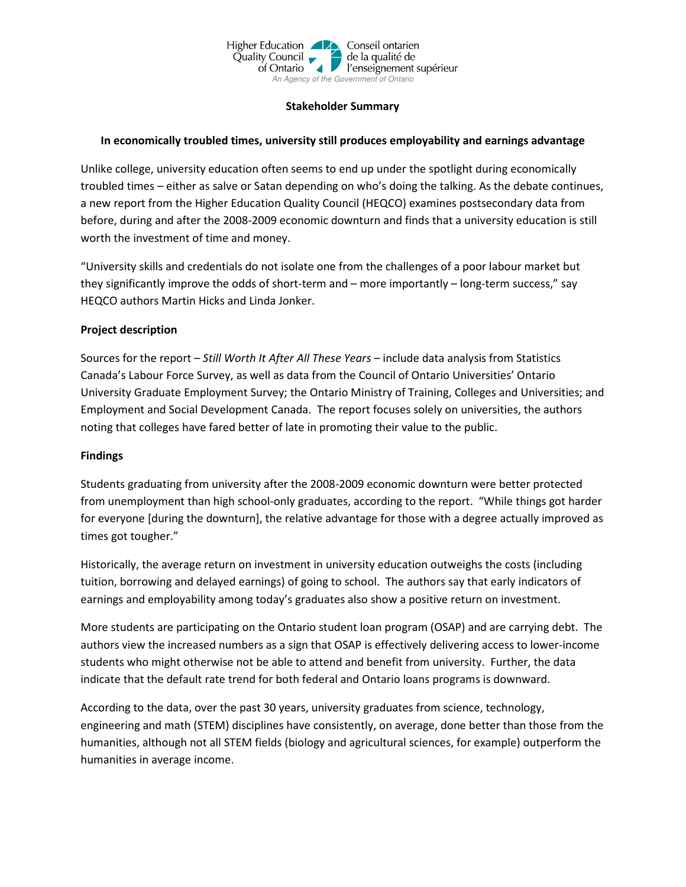Higher Education Quality Council of Ontario
Conseil ontarien de la qualité de l'enseignement supérieur
*An Agency of the Government of Ontario*

**Stakeholder Summary**

**In economically troubled times, university still produces employability and earnings advantage**

Unlike college, university education often seems to end up under the spotlight during economically troubled times – either as salve or Satan depending on who's doing the talking. As the debate continues, a new report from the Higher Education Quality Council (HEQCO) examines postsecondary data from before, during and after the 2008-2009 economic downturn and finds that a university education is still worth the investment of time and money.

"University skills and credentials do not isolate one from the challenges of a poor labour market but they significantly improve the odds of short-term and – more importantly – long-term success," say HEQCO authors Martin Hicks and Linda Jonker.

**Project description**

Sources for the report – *Still Worth It After All These Years* – include data analysis from Statistics Canada's Labour Force Survey, as well as data from the Council of Ontario Universities' Ontario University Graduate Employment Survey; the Ontario Ministry of Training, Colleges and Universities; and Employment and Social Development Canada. The report focuses solely on universities, the authors noting that colleges have fared better of late in promoting their value to the public.

**Findings**

Students graduating from university after the 2008-2009 economic downturn were better protected from unemployment than high school-only graduates, according to the report. "While things got harder for everyone [during the downturn], the relative advantage for those with a degree actually improved as times got tougher."

Historically, the average return on investment in university education outweighs the costs (including tuition, borrowing and delayed earnings) of going to school. The authors say that early indicators of earnings and employability among today's graduates also show a positive return on investment.

More students are participating on the Ontario student loan program (OSAP) and are carrying debt. The authors view the increased numbers as a sign that OSAP is effectively delivering access to lower-income students who might otherwise not be able to attend and benefit from university. Further, the data indicate that the default rate trend for both federal and Ontario loans programs is downward.

According to the data, over the past 30 years, university graduates from science, technology, engineering and math (STEM) disciplines have consistently, on average, done better than those from the humanities, although not all STEM fields (biology and agricultural sciences, for example) outperform the humanities in average income.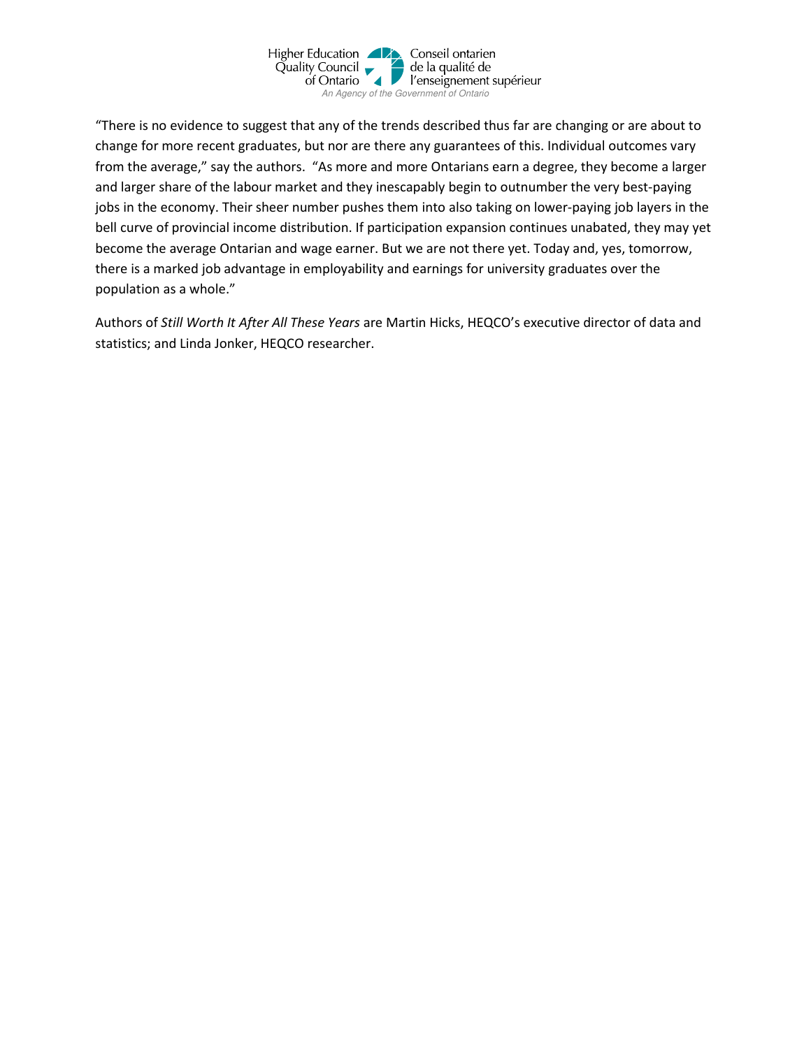"There is no evidence to suggest that any of the trends described thus far are changing or are about to change for more recent graduates, but nor are there any guarantees of this. Individual outcomes vary from the average," say the authors. "As more and more Ontarians earn a degree, they become a larger and larger share of the labour market and they inescapably begin to outnumber the very best-paying jobs in the economy. Their sheer number pushes them into also taking on lower-paying job layers in the bell curve of provincial income distribution. If participation expansion continues unabated, they may yet become the average Ontarian and wage earner. But we are not there yet. Today and, yes, tomorrow, there is a marked job advantage in employability and earnings for university graduates over the population as a whole."

Authors of *Still Worth It After All These Years* are Martin Hicks, HEQCO's executive director of data and statistics; and Linda Jonker, HEQCO researcher.